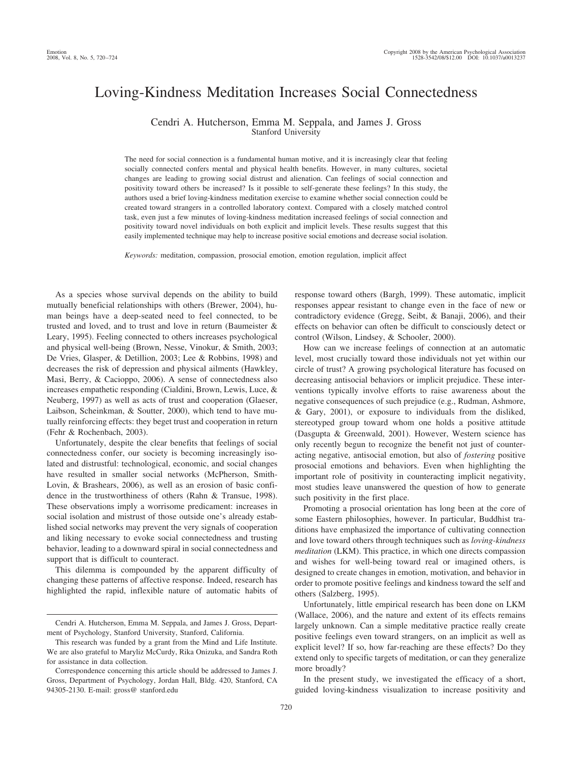# Loving-Kindness Meditation Increases Social Connectedness

Cendri A. Hutcherson, Emma M. Seppala, and James J. Gross
Stanford University

The need for social connection is a fundamental human motive, and it is increasingly clear that feeling socially connected confers mental and physical health benefits. However, in many cultures, societal changes are leading to growing social distrust and alienation. Can feelings of social connection and positivity toward others be increased? Is it possible to self-generate these feelings? In this study, the authors used a brief loving-kindness meditation exercise to examine whether social connection could be created toward strangers in a controlled laboratory context. Compared with a closely matched control task, even just a few minutes of loving-kindness meditation increased feelings of social connection and positivity toward novel individuals on both explicit and implicit levels. These results suggest that this easily implemented technique may help to increase positive social emotions and decrease social isolation.

*Keywords:* meditation, compassion, prosocial emotion, emotion regulation, implicit affect

As a species whose survival depends on the ability to build mutually beneficial relationships with others (Brewer, 2004), human beings have a deep-seated need to feel connected, to be trusted and loved, and to trust and love in return (Baumeister & Leary, 1995). Feeling connected to others increases psychological and physical well-being (Brown, Nesse, Vinokur, & Smith, 2003; De Vries, Glasper, & Detillion, 2003; Lee & Robbins, 1998) and decreases the risk of depression and physical ailments (Hawkley, Masi, Berry, & Cacioppo, 2006). A sense of connectedness also increases empathetic responding (Cialdini, Brown, Lewis, Luce, & Neuberg, 1997) as well as acts of trust and cooperation (Glaeser, Laibson, Scheinkman, & Soutter, 2000), which tend to have mutually reinforcing effects: they beget trust and cooperation in return (Fehr & Rochenbach, 2003).

Unfortunately, despite the clear benefits that feelings of social connectedness confer, our society is becoming increasingly isolated and distrustful: technological, economic, and social changes have resulted in smaller social networks (McPherson, Smith-Lovin, & Brashears, 2006), as well as an erosion of basic confidence in the trustworthiness of others (Rahn & Transue, 1998). These observations imply a worrisome predicament: increases in social isolation and mistrust of those outside one's already established social networks may prevent the very signals of cooperation and liking necessary to evoke social connectedness and trusting behavior, leading to a downward spiral in social connectedness and support that is difficult to counteract.

This dilemma is compounded by the apparent difficulty of changing these patterns of affective response. Indeed, research has highlighted the rapid, inflexible nature of automatic habits of response toward others (Bargh, 1999). These automatic, implicit responses appear resistant to change even in the face of new or contradictory evidence (Gregg, Seibt, & Banaji, 2006), and their effects on behavior can often be difficult to consciously detect or control (Wilson, Lindsey, & Schooler, 2000).

How can we increase feelings of connection at an automatic level, most crucially toward those individuals not yet within our circle of trust? A growing psychological literature has focused on decreasing antisocial behaviors or implicit prejudice. These interventions typically involve efforts to raise awareness about the negative consequences of such prejudice (e.g., Rudman, Ashmore, & Gary, 2001), or exposure to individuals from the disliked, stereotyped group toward whom one holds a positive attitude (Dasgupta & Greenwald, 2001). However, Western science has only recently begun to recognize the benefit not just of counteracting negative, antisocial emotion, but also of *fostering* positive prosocial emotions and behaviors. Even when highlighting the important role of positivity in counteracting implicit negativity, most studies leave unanswered the question of how to generate such positivity in the first place.

Promoting a prosocial orientation has long been at the core of some Eastern philosophies, however. In particular, Buddhist traditions have emphasized the importance of cultivating connection and love toward others through techniques such as *loving-kindness meditation* (LKM). This practice, in which one directs compassion and wishes for well-being toward real or imagined others, is designed to create changes in emotion, motivation, and behavior in order to promote positive feelings and kindness toward the self and others (Salzberg, 1995).

Unfortunately, little empirical research has been done on LKM (Wallace, 2006), and the nature and extent of its effects remains largely unknown. Can a simple meditative practice really create positive feelings even toward strangers, on an implicit as well as explicit level? If so, how far-reaching are these effects? Do they extend only to specific targets of meditation, or can they generalize more broadly?

In the present study, we investigated the efficacy of a short, guided loving-kindness visualization to increase positivity and

Cendri A. Hutcherson, Emma M. Seppala, and James J. Gross, Department of Psychology, Stanford University, Stanford, California.

This research was funded by a grant from the Mind and Life Institute. We are also grateful to Maryliz McCurdy, Rika Onizuka, and Sandra Roth for assistance in data collection.

Correspondence concerning this article should be addressed to James J. Gross, Department of Psychology, Jordan Hall, Bldg. 420, Stanford, CA 94305-2130. E-mail: gross@ stanford.edu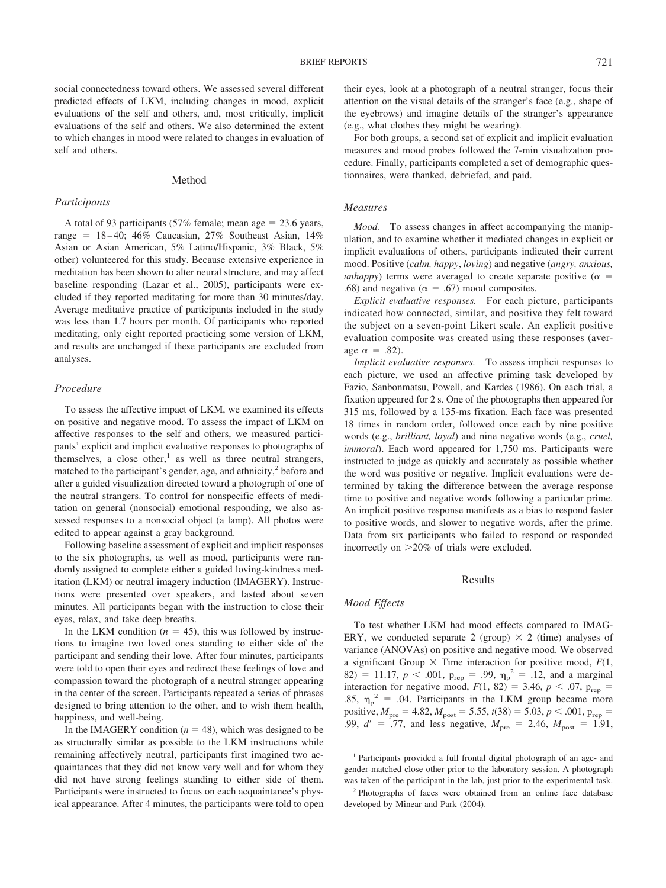social connectedness toward others. We assessed several different predicted effects of LKM, including changes in mood, explicit evaluations of the self and others, and, most critically, implicit evaluations of the self and others. We also determined the extent to which changes in mood were related to changes in evaluation of self and others.

## Method

### Participants

A total of 93 participants (57% female; mean age = 23.6 years, range = 18–40; 46% Caucasian, 27% Southeast Asian, 14% Asian or Asian American, 5% Latino/Hispanic, 3% Black, 5% other) volunteered for this study. Because extensive experience in meditation has been shown to alter neural structure, and may affect baseline responding (Lazar et al., 2005), participants were excluded if they reported meditating for more than 30 minutes/day. Average meditative practice of participants included in the study was less than 1.7 hours per month. Of participants who reported meditating, only eight reported practicing some version of LKM, and results are unchanged if these participants are excluded from analyses.

### Procedure

To assess the affective impact of LKM, we examined its effects on positive and negative mood. To assess the impact of LKM on affective responses to the self and others, we measured participants' explicit and implicit evaluative responses to photographs of themselves, a close other,[1] as well as three neutral strangers, matched to the participant's gender, age, and ethnicity,[2] before and after a guided visualization directed toward a photograph of one of the neutral strangers. To control for nonspecific effects of meditation on general (nonsocial) emotional responding, we also assessed responses to a nonsocial object (a lamp). All photos were edited to appear against a gray background.

Following baseline assessment of explicit and implicit responses to the six photographs, as well as mood, participants were randomly assigned to complete either a guided loving-kindness meditation (LKM) or neutral imagery induction (IMAGERY). Instructions were presented over speakers, and lasted about seven minutes. All participants began with the instruction to close their eyes, relax, and take deep breaths.

In the LKM condition ($n$ = 45), this was followed by instructions to imagine two loved ones standing to either side of the participant and sending their love. After four minutes, participants were told to open their eyes and redirect these feelings of love and compassion toward the photograph of a neutral stranger appearing in the center of the screen. Participants repeated a series of phrases designed to bring attention to the other, and to wish them health, happiness, and well-being.

In the IMAGERY condition ($n$ = 48), which was designed to be as structurally similar as possible to the LKM instructions while remaining affectively neutral, participants first imagined two acquaintances that they did not know very well and for whom they did not have strong feelings standing to either side of them. Participants were instructed to focus on each acquaintance's physical appearance. After 4 minutes, the participants were told to open their eyes, look at a photograph of a neutral stranger, focus their attention on the visual details of the stranger's face (e.g., shape of the eyebrows) and imagine details of the stranger's appearance (e.g., what clothes they might be wearing).

For both groups, a second set of explicit and implicit evaluation measures and mood probes followed the 7-min visualization procedure. Finally, participants completed a set of demographic questionnaires, were thanked, debriefed, and paid.

### Measures

*Mood.* To assess changes in affect accompanying the manipulation, and to examine whether it mediated changes in explicit or implicit evaluations of others, participants indicated their current mood. Positive (*calm, happy*, *loving*) and negative (*angry, anxious, unhappy*) terms were averaged to create separate positive ($\alpha$ = .68) and negative ($\alpha$ = .67) mood composites.

*Explicit evaluative responses.* For each picture, participants indicated how connected, similar, and positive they felt toward the subject on a seven-point Likert scale. An explicit positive evaluation composite was created using these responses (average $\alpha$ = .82).

*Implicit evaluative responses.* To assess implicit responses to each picture, we used an affective priming task developed by Fazio, Sanbonmatsu, Powell, and Kardes (1986). On each trial, a fixation appeared for 2 s. One of the photographs then appeared for 315 ms, followed by a 135-ms fixation. Each face was presented 18 times in random order, followed once each by nine positive words (e.g., *brilliant, loyal*) and nine negative words (e.g., *cruel, immoral*). Each word appeared for 1,750 ms. Participants were instructed to judge as quickly and accurately as possible whether the word was positive or negative. Implicit evaluations were determined by taking the difference between the average response time to positive and negative words following a particular prime. An implicit positive response manifests as a bias to respond faster to positive words, and slower to negative words, after the prime. Data from six participants who failed to respond or responded incorrectly on >20% of trials were excluded.

## Results

### Mood Effects

To test whether LKM had mood effects compared to IMAGERY, we conducted separate 2 (group) × 2 (time) analyses of variance (ANOVAs) on positive and negative mood. We observed a significant Group × Time interaction for positive mood, $F(1, 82) = 11.17$, $p < .001$, $p_{rep} = .99$, $\eta_p^2 = .12$, and a marginal interaction for negative mood, $F(1, 82) = 3.46$, $p < .07$, $p_{rep} = .85$, $\eta_p^2 = .04$. Participants in the LKM group became more positive, $M_{pre} = 4.82$, $M_{post} = 5.55$, $t(38) = 5.03$, $p < .001$, $p_{rep} = .99$, $d' = .77$, and less negative, $M_{pre} = 2.46$, $M_{post} = 1.91$,

[1] Participants provided a full frontal digital photograph of an age- and gender-matched close other prior to the laboratory session. A photograph was taken of the participant in the lab, just prior to the experimental task.

[2] Photographs of faces were obtained from an online face database developed by Minear and Park (2004).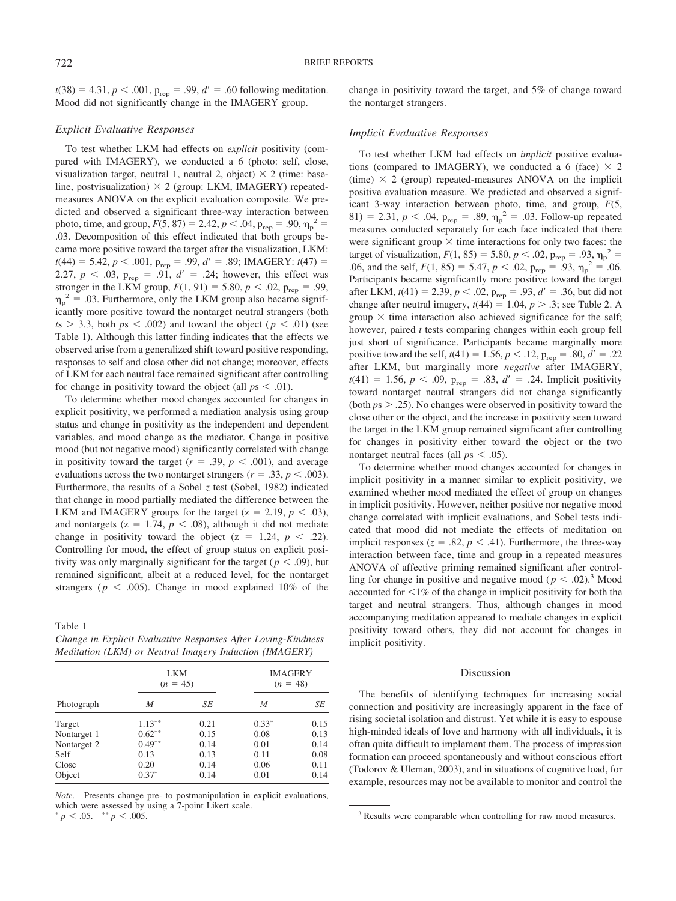$t(38) = 4.31$, $p < .001$, $p_{rep} = .99$, $d' = .60$ following meditation. Mood did not significantly change in the IMAGERY group.

### *Explicit Evaluative Responses*

To test whether LKM had effects on *explicit* positivity (compared with IMAGERY), we conducted a 6 (photo: self, close, visualization target, neutral 1, neutral 2, object) × 2 (time: baseline, postvisualization) × 2 (group: LKM, IMAGERY) repeated-measures ANOVA on the explicit evaluation composite. We predicted and observed a significant three-way interaction between photo, time, and group, $F(5, 87) = 2.42$, $p < .04$, $p_{rep} = .90$, $\eta_p^2 = .03$. Decomposition of this effect indicated that both groups became more positive toward the target after the visualization, LKM: $t(44) = 5.42$, $p < .001$, $p_{rep} = .99$, $d' = .89$; IMAGERY: $t(47) = 2.27$, $p < .03$, $p_{rep} = .91$, $d' = .24$; however, this effect was stronger in the LKM group, $F(1, 91) = 5.80$, $p < .02$, $p_{rep} = .99$, $\eta_p^2 = .03$. Furthermore, only the LKM group also became significantly more positive toward the nontarget neutral strangers (both $t$s $> 3.3$, both $p$s $< .002$) and toward the object ($p < .01$) (see Table 1). Although this latter finding indicates that the effects we observed arise from a generalized shift toward positive responding, responses to self and close other did not change; moreover, effects of LKM for each neutral face remained significant after controlling for change in positivity toward the object (all $p$s $< .01$).

To determine whether mood changes accounted for changes in explicit positivity, we performed a mediation analysis using group status and change in positivity as the independent and dependent variables, and mood change as the mediator. Change in positive mood (but not negative mood) significantly correlated with change in positivity toward the target ($r = .39$, $p < .001$), and average evaluations across the two nontarget strangers ($r = .33$, $p < .003$). Furthermore, the results of a Sobel $z$ test (Sobel, 1982) indicated that change in mood partially mediated the difference between the LKM and IMAGERY groups for the target ($z = 2.19$, $p < .03$), and nontargets ($z = 1.74$, $p < .08$), although it did not mediate change in positivity toward the object ($z = 1.24$, $p < .22$). Controlling for mood, the effect of group status on explicit positivity was only marginally significant for the target ($p < .09$), but remained significant, albeit at a reduced level, for the nontarget strangers ($p < .005$). Change in mood explained 10% of the change in positivity toward the target, and 5% of change toward the nontarget strangers.

Table 1
*Change in Explicit Evaluative Responses After Loving-Kindness Meditation (LKM) or Neutral Imagery Induction (IMAGERY)*

| Photograph | LKM ($n = 45$) | | IMAGERY ($n = 48$) | |
|---|---|---|---|---|
| | *M* | *SE* | *M* | *SE* |
| Target | 1.13** | 0.21 | 0.33* | 0.15 |
| Nontarget 1 | 0.62** | 0.15 | 0.08 | 0.13 |
| Nontarget 2 | 0.49** | 0.14 | 0.01 | 0.14 |
| Self | 0.13 | 0.13 | 0.11 | 0.08 |
| Close | 0.20 | 0.14 | 0.06 | 0.11 |
| Object | 0.37* | 0.14 | 0.01 | 0.14 |

*Note.* Presents change pre- to postmanipulation in explicit evaluations, which were assessed by using a 7-point Likert scale.
* $p < .05$. ** $p < .005$.

### *Implicit Evaluative Responses*

To test whether LKM had effects on *implicit* positive evaluations (compared to IMAGERY), we conducted a 6 (face) × 2 (time) × 2 (group) repeated-measures ANOVA on the implicit positive evaluation measure. We predicted and observed a significant 3-way interaction between photo, time, and group, $F(5, 81) = 2.31$, $p < .04$, $p_{rep} = .89$, $\eta_p^2 = .03$. Follow-up repeated measures conducted separately for each face indicated that there were significant group × time interactions for only two faces: the target of visualization, $F(1, 85) = 5.80$, $p < .02$, $p_{rep} = .93$, $\eta_p^2 = .06$, and the self, $F(1, 85) = 5.47$, $p < .02$, $p_{rep} = .93$, $\eta_p^2 = .06$. Participants became significantly more positive toward the target after LKM, $t(41) = 2.39$, $p < .02$, $p_{rep} = .93$, $d' = .36$, but did not change after neutral imagery, $t(44) = 1.04$, $p > .3$; see Table 2. A group × time interaction also achieved significance for the self; however, paired $t$ tests comparing changes within each group fell just short of significance. Participants became marginally more positive toward the self, $t(41) = 1.56$, $p < .12$, $p_{rep} = .80$, $d' = .22$ after LKM, but marginally more *negative* after IMAGERY, $t(41) = 1.56$, $p < .09$, $p_{rep} = .83$, $d' = .24$. Implicit positivity toward nontarget neutral strangers did not change significantly (both $p$s $> .25$). No changes were observed in positivity toward the close other or the object, and the increase in positivity seen toward the target in the LKM group remained significant after controlling for changes in positivity either toward the object or the two nontarget neutral faces (all $p$s $< .05$).

To determine whether mood changes accounted for changes in implicit positivity in a manner similar to explicit positivity, we examined whether mood mediated the effect of group on changes in implicit positivity. However, neither positive nor negative mood change correlated with implicit evaluations, and Sobel tests indicated that mood did not mediate the effects of meditation on implicit responses ($z = .82$, $p < .41$). Furthermore, the three-way interaction between face, time and group in a repeated measures ANOVA of affective priming remained significant after controlling for change in positive and negative mood ($p < .02$).[3] Mood accounted for <1% of the change in implicit positivity for both the target and neutral strangers. Thus, although changes in mood accompanying meditation appeared to mediate changes in explicit positivity toward others, they did not account for changes in implicit positivity.

## Discussion

The benefits of identifying techniques for increasing social connection and positivity are increasingly apparent in the face of rising societal isolation and distrust. Yet while it is easy to espouse high-minded ideals of love and harmony with all individuals, it is often quite difficult to implement them. The process of impression formation can proceed spontaneously and without conscious effort (Todorov & Uleman, 2003), and in situations of cognitive load, for example, resources may not be available to monitor and control the

[3] Results were comparable when controlling for raw mood measures.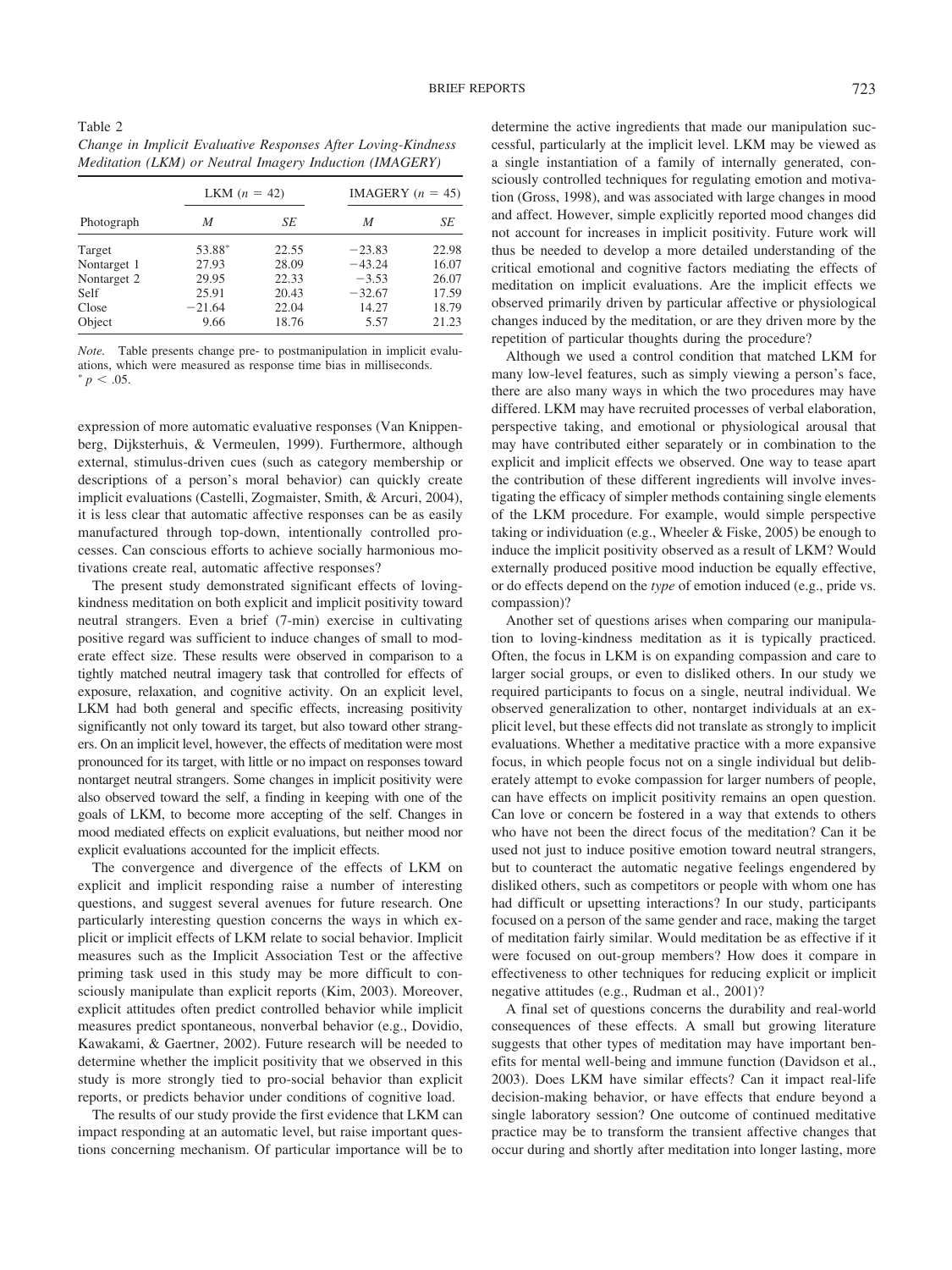Table 2
*Change in Implicit Evaluative Responses After Loving-Kindness Meditation (LKM) or Neutral Imagery Induction (IMAGERY)*

| Photograph | LKM ($n$ = 42) | | IMAGERY ($n$ = 45) | |
|---|---|---|---|---|
| | *M* | *SE* | *M* | *SE* |
| Target | 53.88* | 22.55 | −23.83 | 22.98 |
| Nontarget 1 | 27.93 | 28.09 | −43.24 | 16.07 |
| Nontarget 2 | 29.95 | 22.33 | −3.53 | 26.07 |
| Self | 25.91 | 20.43 | −32.67 | 17.59 |
| Close | −21.64 | 22.04 | 14.27 | 18.79 |
| Object | 9.66 | 18.76 | 5.57 | 21.23 |

*Note.* Table presents change pre- to postmanipulation in implicit evaluations, which were measured as response time bias in milliseconds.
* $p < .05$.

expression of more automatic evaluative responses (Van Knippenberg, Dijksterhuis, & Vermeulen, 1999). Furthermore, although external, stimulus-driven cues (such as category membership or descriptions of a person's moral behavior) can quickly create implicit evaluations (Castelli, Zogmaister, Smith, & Arcuri, 2004), it is less clear that automatic affective responses can be as easily manufactured through top-down, intentionally controlled processes. Can conscious efforts to achieve socially harmonious motivations create real, automatic affective responses?

The present study demonstrated significant effects of loving-kindness meditation on both explicit and implicit positivity toward neutral strangers. Even a brief (7-min) exercise in cultivating positive regard was sufficient to induce changes of small to moderate effect size. These results were observed in comparison to a tightly matched neutral imagery task that controlled for effects of exposure, relaxation, and cognitive activity. On an explicit level, LKM had both general and specific effects, increasing positivity significantly not only toward its target, but also toward other strangers. On an implicit level, however, the effects of meditation were most pronounced for its target, with little or no impact on responses toward nontarget neutral strangers. Some changes in implicit positivity were also observed toward the self, a finding in keeping with one of the goals of LKM, to become more accepting of the self. Changes in mood mediated effects on explicit evaluations, but neither mood nor explicit evaluations accounted for the implicit effects.

The convergence and divergence of the effects of LKM on explicit and implicit responding raise a number of interesting questions, and suggest several avenues for future research. One particularly interesting question concerns the ways in which explicit or implicit effects of LKM relate to social behavior. Implicit measures such as the Implicit Association Test or the affective priming task used in this study may be more difficult to consciously manipulate than explicit reports (Kim, 2003). Moreover, explicit attitudes often predict controlled behavior while implicit measures predict spontaneous, nonverbal behavior (e.g., Dovidio, Kawakami, & Gaertner, 2002). Future research will be needed to determine whether the implicit positivity that we observed in this study is more strongly tied to pro-social behavior than explicit reports, or predicts behavior under conditions of cognitive load.

The results of our study provide the first evidence that LKM can impact responding at an automatic level, but raise important questions concerning mechanism. Of particular importance will be to determine the active ingredients that made our manipulation successful, particularly at the implicit level. LKM may be viewed as a single instantiation of a family of internally generated, consciously controlled techniques for regulating emotion and motivation (Gross, 1998), and was associated with large changes in mood and affect. However, simple explicitly reported mood changes did not account for increases in implicit positivity. Future work will thus be needed to develop a more detailed understanding of the critical emotional and cognitive factors mediating the effects of meditation on implicit evaluations. Are the implicit effects we observed primarily driven by particular affective or physiological changes induced by the meditation, or are they driven more by the repetition of particular thoughts during the procedure?

Although we used a control condition that matched LKM for many low-level features, such as simply viewing a person's face, there are also many ways in which the two procedures may have differed. LKM may have recruited processes of verbal elaboration, perspective taking, and emotional or physiological arousal that may have contributed either separately or in combination to the explicit and implicit effects we observed. One way to tease apart the contribution of these different ingredients will involve investigating the efficacy of simpler methods containing single elements of the LKM procedure. For example, would simple perspective taking or individuation (e.g., Wheeler & Fiske, 2005) be enough to induce the implicit positivity observed as a result of LKM? Would externally produced positive mood induction be equally effective, or do effects depend on the *type* of emotion induced (e.g., pride vs. compassion)?

Another set of questions arises when comparing our manipulation to loving-kindness meditation as it is typically practiced. Often, the focus in LKM is on expanding compassion and care to larger social groups, or even to disliked others. In our study we required participants to focus on a single, neutral individual. We observed generalization to other, nontarget individuals at an explicit level, but these effects did not translate as strongly to implicit evaluations. Whether a meditative practice with a more expansive focus, in which people focus not on a single individual but deliberately attempt to evoke compassion for larger numbers of people, can have effects on implicit positivity remains an open question. Can love or concern be fostered in a way that extends to others who have not been the direct focus of the meditation? Can it be used not just to induce positive emotion toward neutral strangers, but to counteract the automatic negative feelings engendered by disliked others, such as competitors or people with whom one has had difficult or upsetting interactions? In our study, participants focused on a person of the same gender and race, making the target of meditation fairly similar. Would meditation be as effective if it were focused on out-group members? How does it compare in effectiveness to other techniques for reducing explicit or implicit negative attitudes (e.g., Rudman et al., 2001)?

A final set of questions concerns the durability and real-world consequences of these effects. A small but growing literature suggests that other types of meditation may have important benefits for mental well-being and immune function (Davidson et al., 2003). Does LKM have similar effects? Can it impact real-life decision-making behavior, or have effects that endure beyond a single laboratory session? One outcome of continued meditative practice may be to transform the transient affective changes that occur during and shortly after meditation into longer lasting, more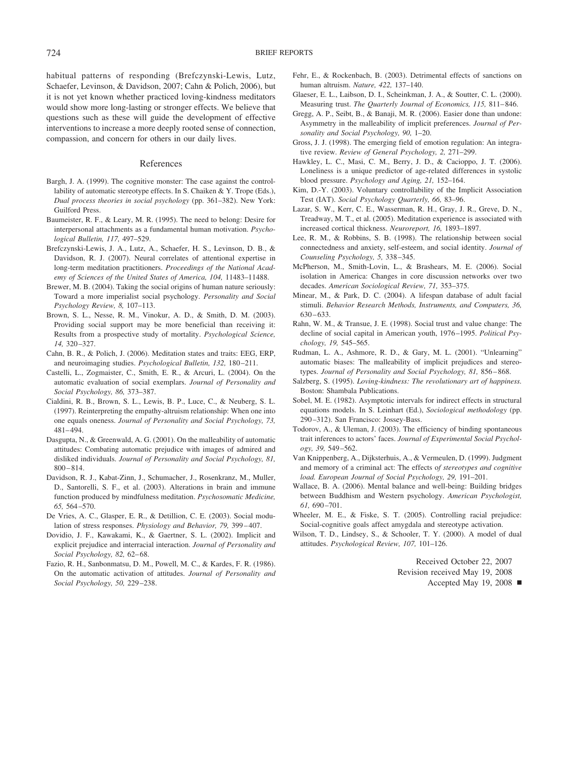habitual patterns of responding (Brefczynski-Lewis, Lutz, Schaefer, Levinson, & Davidson, 2007; Cahn & Polich, 2006), but it is not yet known whether practiced loving-kindness meditators would show more long-lasting or stronger effects. We believe that questions such as these will guide the development of effective interventions to increase a more deeply rooted sense of connection, compassion, and concern for others in our daily lives.

## References

Bargh, J. A. (1999). The cognitive monster: The case against the controllability of automatic stereotype effects. In S. Chaiken & Y. Trope (Eds.), *Dual process theories in social psychology* (pp. 361–382). New York: Guilford Press.

Baumeister, R. F., & Leary, M. R. (1995). The need to belong: Desire for interpersonal attachments as a fundamental human motivation. *Psychological Bulletin, 117,* 497–529.

Brefczynski-Lewis, J. A., Lutz, A., Schaefer, H. S., Levinson, D. B., & Davidson, R. J. (2007). Neural correlates of attentional expertise in long-term meditation practitioners. *Proceedings of the National Academy of Sciences of the United States of America, 104,* 11483–11488.

Brewer, M. B. (2004). Taking the social origins of human nature seriously: Toward a more imperialist social psychology. *Personality and Social Psychology Review, 8,* 107–113.

Brown, S. L., Nesse, R. M., Vinokur, A. D., & Smith, D. M. (2003). Providing social support may be more beneficial than receiving it: Results from a prospective study of mortality. *Psychological Science, 14,* 320–327.

Cahn, B. R., & Polich, J. (2006). Meditation states and traits: EEG, ERP, and neuroimaging studies. *Psychological Bulletin, 132,* 180–211.

Castelli, L., Zogmaister, C., Smith, E. R., & Arcuri, L. (2004). On the automatic evaluation of social exemplars. *Journal of Personality and Social Psychology, 86,* 373–387.

Cialdini, R. B., Brown, S. L., Lewis, B. P., Luce, C., & Neuberg, S. L. (1997). Reinterpreting the empathy-altruism relationship: When one into one equals oneness. *Journal of Personality and Social Psychology, 73,* 481–494.

Dasgupta, N., & Greenwald, A. G. (2001). On the malleability of automatic attitudes: Combating automatic prejudice with images of admired and disliked individuals. *Journal of Personality and Social Psychology, 81,* 800–814.

Davidson, R. J., Kabat-Zinn, J., Schumacher, J., Rosenkranz, M., Muller, D., Santorelli, S. F., et al. (2003). Alterations in brain and immune function produced by mindfulness meditation. *Psychosomatic Medicine, 65,* 564–570.

De Vries, A. C., Glasper, E. R., & Detillion, C. E. (2003). Social modulation of stress responses. *Physiology and Behavior, 79,* 399–407.

Dovidio, J. F., Kawakami, K., & Gaertner, S. L. (2002). Implicit and explicit prejudice and interracial interaction. *Journal of Personality and Social Psychology, 82,* 62–68.

Fazio, R. H., Sanbonmatsu, D. M., Powell, M. C., & Kardes, F. R. (1986). On the automatic activation of attitudes. *Journal of Personality and Social Psychology, 50,* 229–238.

Fehr, E., & Rockenbach, B. (2003). Detrimental effects of sanctions on human altruism. *Nature, 422,* 137–140.

Glaeser, E. L., Laibson, D. I., Scheinkman, J. A., & Soutter, C. L. (2000). Measuring trust. *The Quarterly Journal of Economics, 115,* 811–846.

Gregg, A. P., Seibt, B., & Banaji, M. R. (2006). Easier done than undone: Asymmetry in the malleability of implicit preferences. *Journal of Personality and Social Psychology, 90,* 1–20.

Gross, J. J. (1998). The emerging field of emotion regulation: An integrative review. *Review of General Psychology, 2,* 271–299.

Hawkley, L. C., Masi, C. M., Berry, J. D., & Cacioppo, J. T. (2006). Loneliness is a unique predictor of age-related differences in systolic blood pressure. *Psychology and Aging, 21,* 152–164.

Kim, D.-Y. (2003). Voluntary controllability of the Implicit Association Test (IAT). *Social Psychology Quarterly, 66,* 83–96.

Lazar, S. W., Kerr, C. E., Wasserman, R. H., Gray, J. R., Greve, D. N., Treadway, M. T., et al. (2005). Meditation experience is associated with increased cortical thickness. *Neuroreport, 16,* 1893–1897.

Lee, R. M., & Robbins, S. B. (1998). The relationship between social connectedness and anxiety, self-esteem, and social identity. *Journal of Counseling Psychology, 5,* 338–345.

McPherson, M., Smith-Lovin, L., & Brashears, M. E. (2006). Social isolation in America: Changes in core discussion networks over two decades. *American Sociological Review, 71,* 353–375.

Minear, M., & Park, D. C. (2004). A lifespan database of adult facial stimuli. *Behavior Research Methods, Instruments, and Computers, 36,* 630–633.

Rahn, W. M., & Transue, J. E. (1998). Social trust and value change: The decline of social capital in American youth, 1976–1995. *Political Psychology, 19,* 545–565.

Rudman, L. A., Ashmore, R. D., & Gary, M. L. (2001). "Unlearning" automatic biases: The malleability of implicit prejudices and stereotypes. *Journal of Personality and Social Psychology, 81,* 856–868.

Salzberg, S. (1995). *Loving-kindness: The revolutionary art of happiness.* Boston: Shambala Publications.

Sobel, M. E. (1982). Asymptotic intervals for indirect effects in structural equations models. In S. Leinhart (Ed.), *Sociological methodology* (pp. 290–312). San Francisco: Jossey-Bass.

Todorov, A., & Uleman, J. (2003). The efficiency of binding spontaneous trait inferences to actors' faces. *Journal of Experimental Social Psychology, 39,* 549–562.

Van Knippenberg, A., Dijksterhuis, A., & Vermeulen, D. (1999). Judgment and memory of a criminal act: The effects of *stereotypes and cognitive load. European Journal of Social Psychology, 29,* 191–201.

Wallace, B. A. (2006). Mental balance and well-being: Building bridges between Buddhism and Western psychology. *American Psychologist, 61,* 690–701.

Wheeler, M. E., & Fiske, S. T. (2005). Controlling racial prejudice: Social-cognitive goals affect amygdala and stereotype activation.

Wilson, T. D., Lindsey, S., & Schooler, T. Y. (2000). A model of dual attitudes. *Psychological Review, 107,* 101–126.

Received October 22, 2007
Revision received May 19, 2008
Accepted May 19, 2008 ■